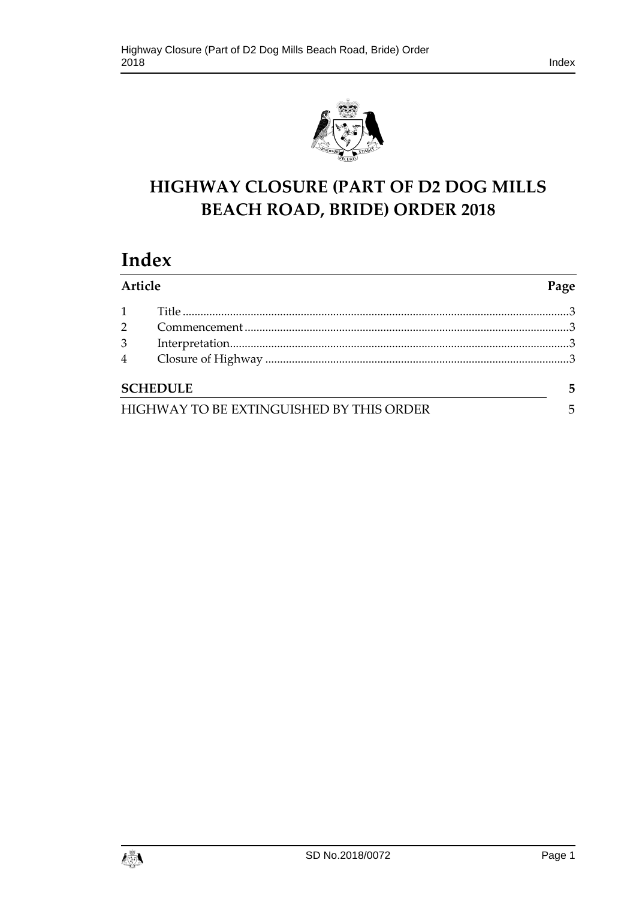# HIGHWAY CLOSURE (PART OF D2 DOG MILLS BEACH ROAD, BRIDE) ORDER 2018

## Index

| Article | | Page |
|---|---|---|
| 1 | Title | 3 |
| 2 | Commencement | 3 |
| 3 | Interpretation | 3 |
| 4 | Closure of Highway | 3 |
| **SCHEDULE** | | **5** |
| HIGHWAY TO BE EXTINGUISHED BY THIS ORDER | | 5 |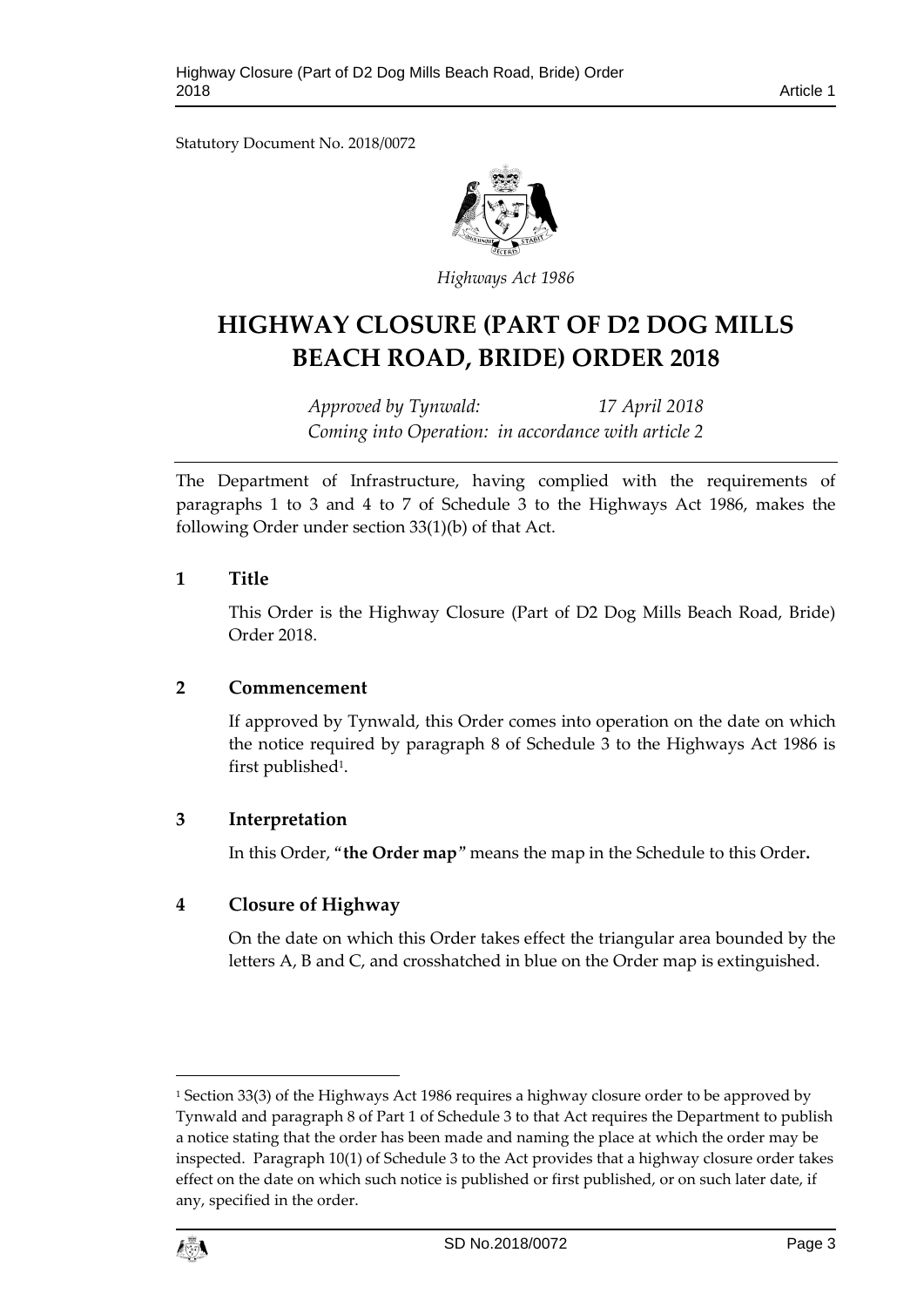Statutory Document No. 2018/0072

*Highways Act 1986*

# HIGHWAY CLOSURE (PART OF D2 DOG MILLS BEACH ROAD, BRIDE) ORDER 2018

*Approved by Tynwald: 17 April 2018*
*Coming into Operation: in accordance with article 2*

The Department of Infrastructure, having complied with the requirements of paragraphs 1 to 3 and 4 to 7 of Schedule 3 to the Highways Act 1986, makes the following Order under section 33(1)(b) of that Act.

## 1 Title

This Order is the Highway Closure (Part of D2 Dog Mills Beach Road, Bride) Order 2018.

## 2 Commencement

If approved by Tynwald, this Order comes into operation on the date on which the notice required by paragraph 8 of Schedule 3 to the Highways Act 1986 is first published[1].

## 3 Interpretation

In this Order, "**the Order map**" means the map in the Schedule to this Order**.**

## 4 Closure of Highway

On the date on which this Order takes effect the triangular area bounded by the letters A, B and C, and crosshatched in blue on the Order map is extinguished.

---

[1] Section 33(3) of the Highways Act 1986 requires a highway closure order to be approved by Tynwald and paragraph 8 of Part 1 of Schedule 3 to that Act requires the Department to publish a notice stating that the order has been made and naming the place at which the order may be inspected. Paragraph 10(1) of Schedule 3 to the Act provides that a highway closure order takes effect on the date on which such notice is published or first published, or on such later date, if any, specified in the order.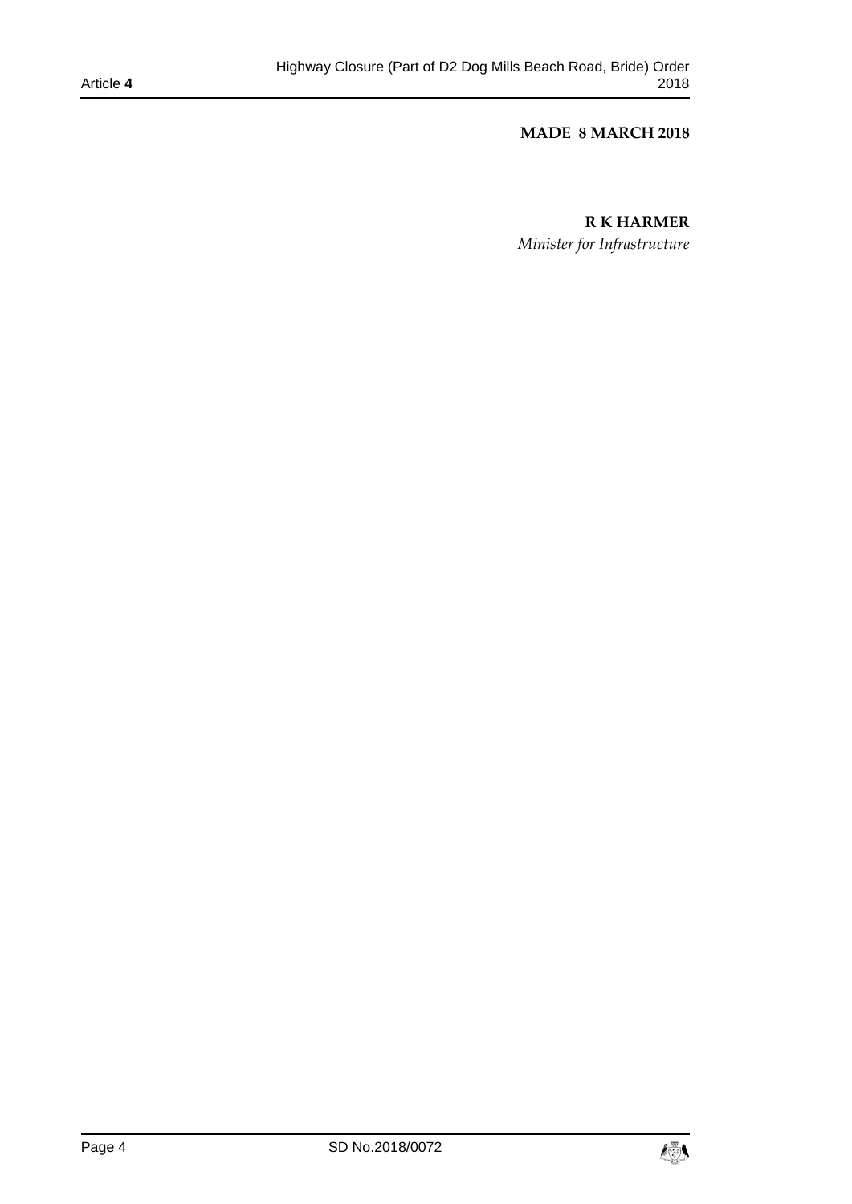**MADE 8 MARCH 2018**

**R K HARMER**

*Minister for Infrastructure*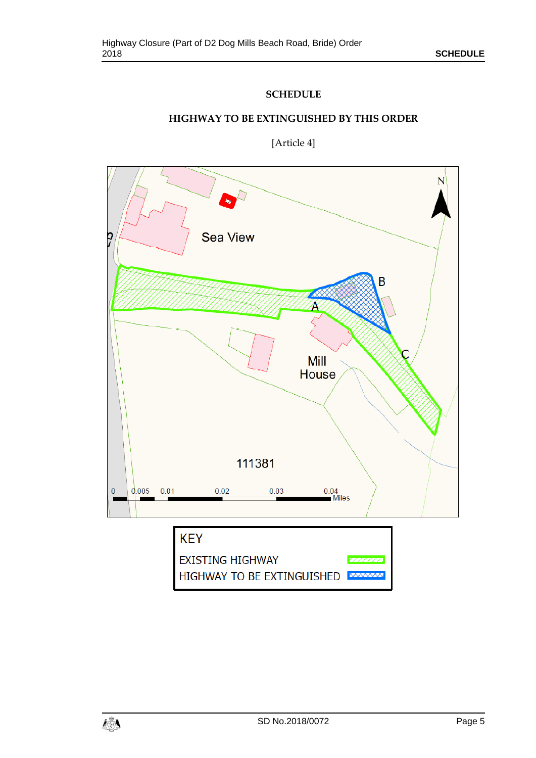## SCHEDULE

## HIGHWAY TO BE EXTINGUISHED BY THIS ORDER

[Article 4]

N

Sea View

B

A

C

Mill House

111381

0 0.005 0.01 0.02 0.03 0.04 Miles

KEY

EXISTING HIGHWAY

HIGHWAY TO BE EXTINGUISHED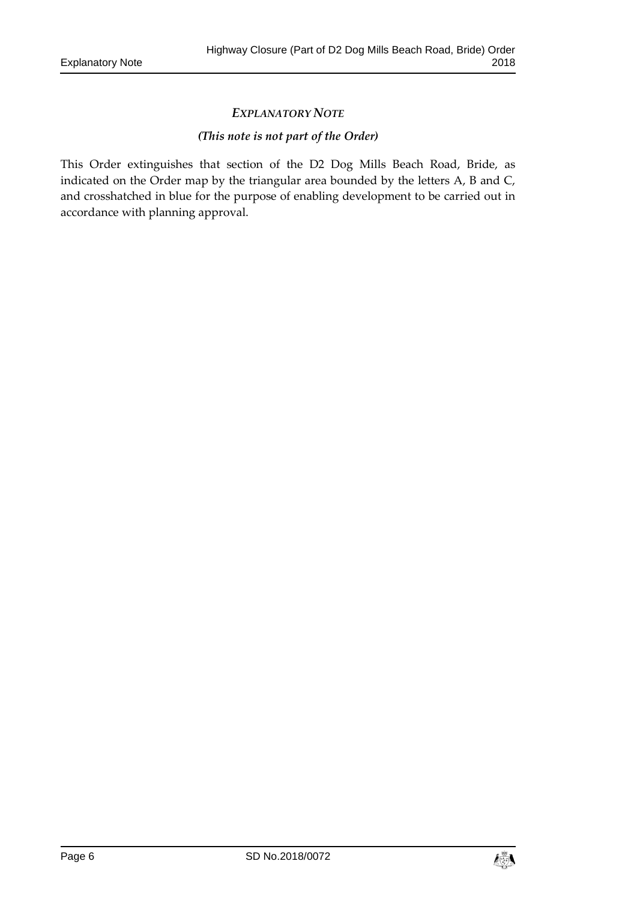## *EXPLANATORY NOTE*

***(This note is not part of the Order)***

This Order extinguishes that section of the D2 Dog Mills Beach Road, Bride, as indicated on the Order map by the triangular area bounded by the letters A, B and C, and crosshatched in blue for the purpose of enabling development to be carried out in accordance with planning approval.